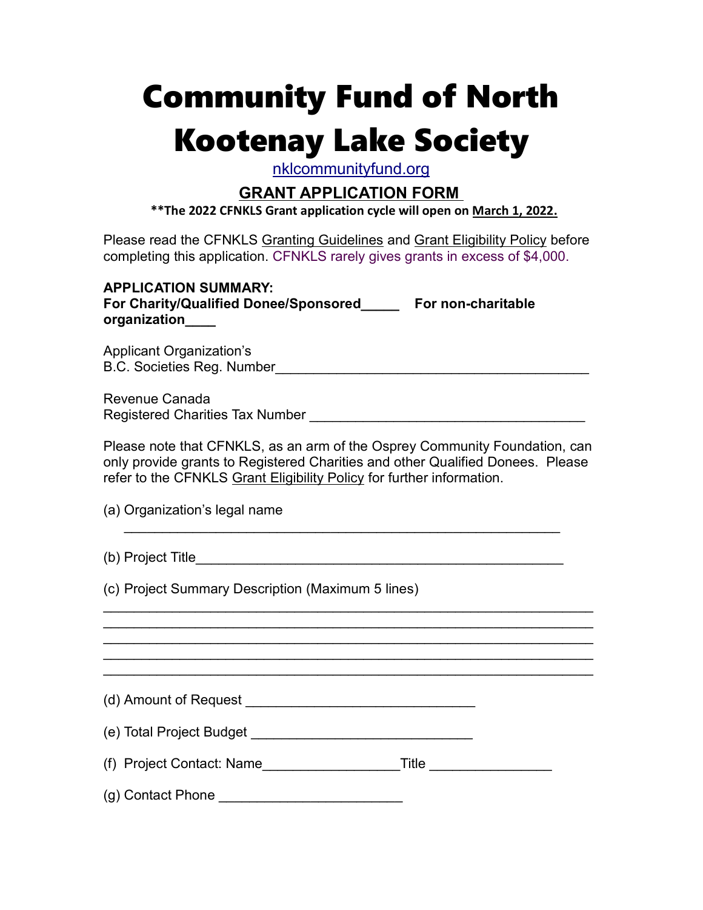# Community Fund of North Kootenay Lake Society

nklcommunityfund.org

## GRANT APPLICATION FORM

**\*\*The 2022 CFNKLS Grant application cycle will open on March 1, 2022.**

Please read the CFNKLS Granting Guidelines and Grant Eligibility Policy before completing this application. CFNKLS rarely gives grants in excess of $4,000.

**APPLICATION SUMMARY:**
**For Charity/Qualified Donee/Sponsored_____ For non-charitable organization____**

Applicant Organization's
B.C. Societies Reg. Number_________________________________________

Revenue Canada
Registered Charities Tax Number ___________________________________

Please note that CFNKLS, as an arm of the Osprey Community Foundation, can only provide grants to Registered Charities and other Qualified Donees. Please refer to the CFNKLS Grant Eligibility Policy for further information.

(a) Organization's legal name
_________________________________________________________

(b) Project Title________________________________________________

(c) Project Summary Description (Maximum 5 lines)
_________________________________________________________________
_________________________________________________________________
_________________________________________________________________
_________________________________________________________________
_________________________________________________________________

(d) Amount of Request ______________________________

(e) Total Project Budget _____________________________

(f) Project Contact: Name_________________Title _______________

(g) Contact Phone _______________________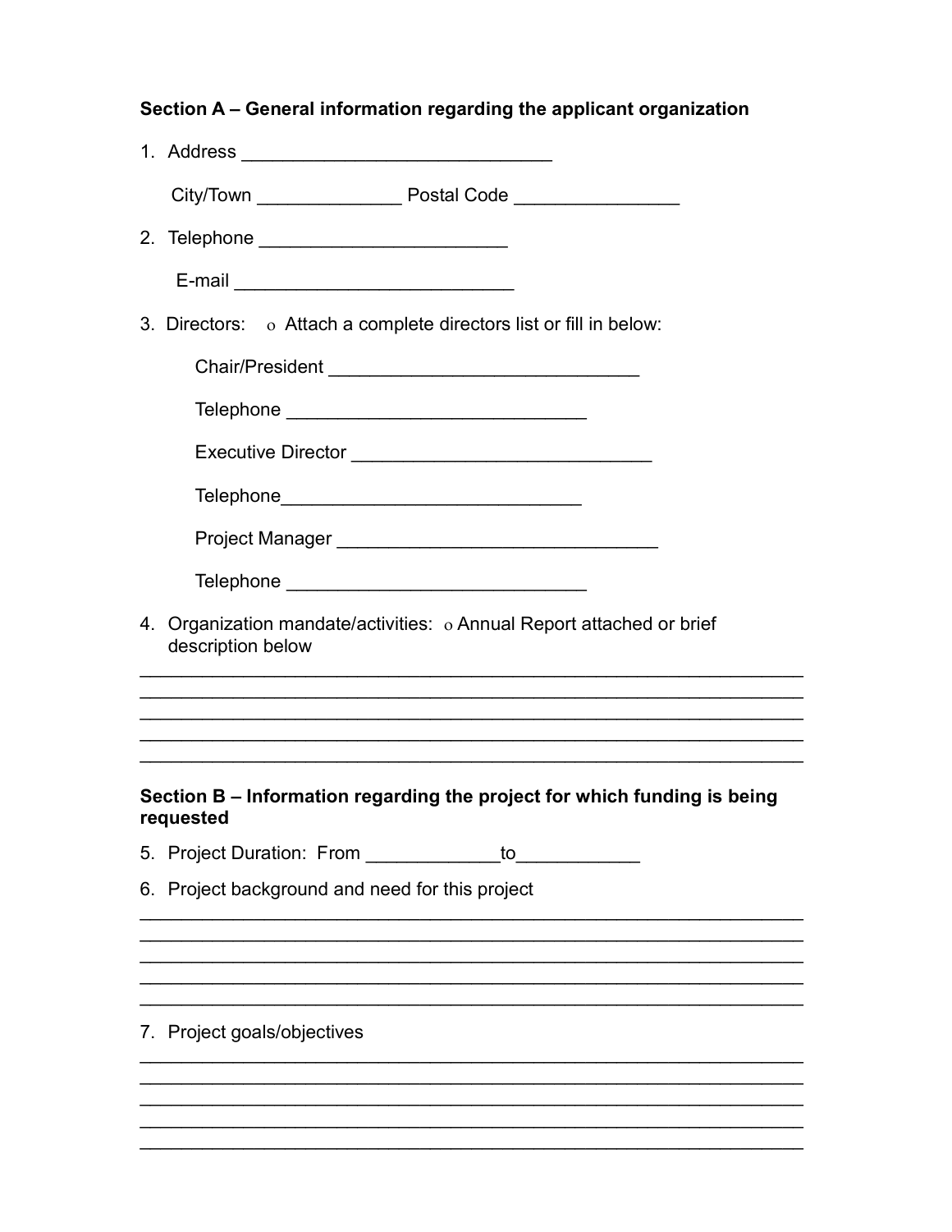**Section A – General information regarding the applicant organization**

1. Address ______________________________

   City/Town ______________ Postal Code ________________

2. Telephone ________________________

   E-mail ___________________________

3. Directors: ο Attach a complete directors list or fill in below:

   Chair/President ______________________________

   Telephone _____________________________

   Executive Director _____________________________

   Telephone_____________________________

   Project Manager _______________________________

   Telephone _____________________________

4. Organization mandate/activities: ο Annual Report attached or brief description below

_________________________________________________________________
_________________________________________________________________
_________________________________________________________________
_________________________________________________________________
_________________________________________________________________

**Section B – Information regarding the project for which funding is being requested**

5. Project Duration: From _____________to____________

6. Project background and need for this project

_________________________________________________________________
_________________________________________________________________
_________________________________________________________________
_________________________________________________________________
_________________________________________________________________

7. Project goals/objectives

_________________________________________________________________
_________________________________________________________________
_________________________________________________________________
_________________________________________________________________
_________________________________________________________________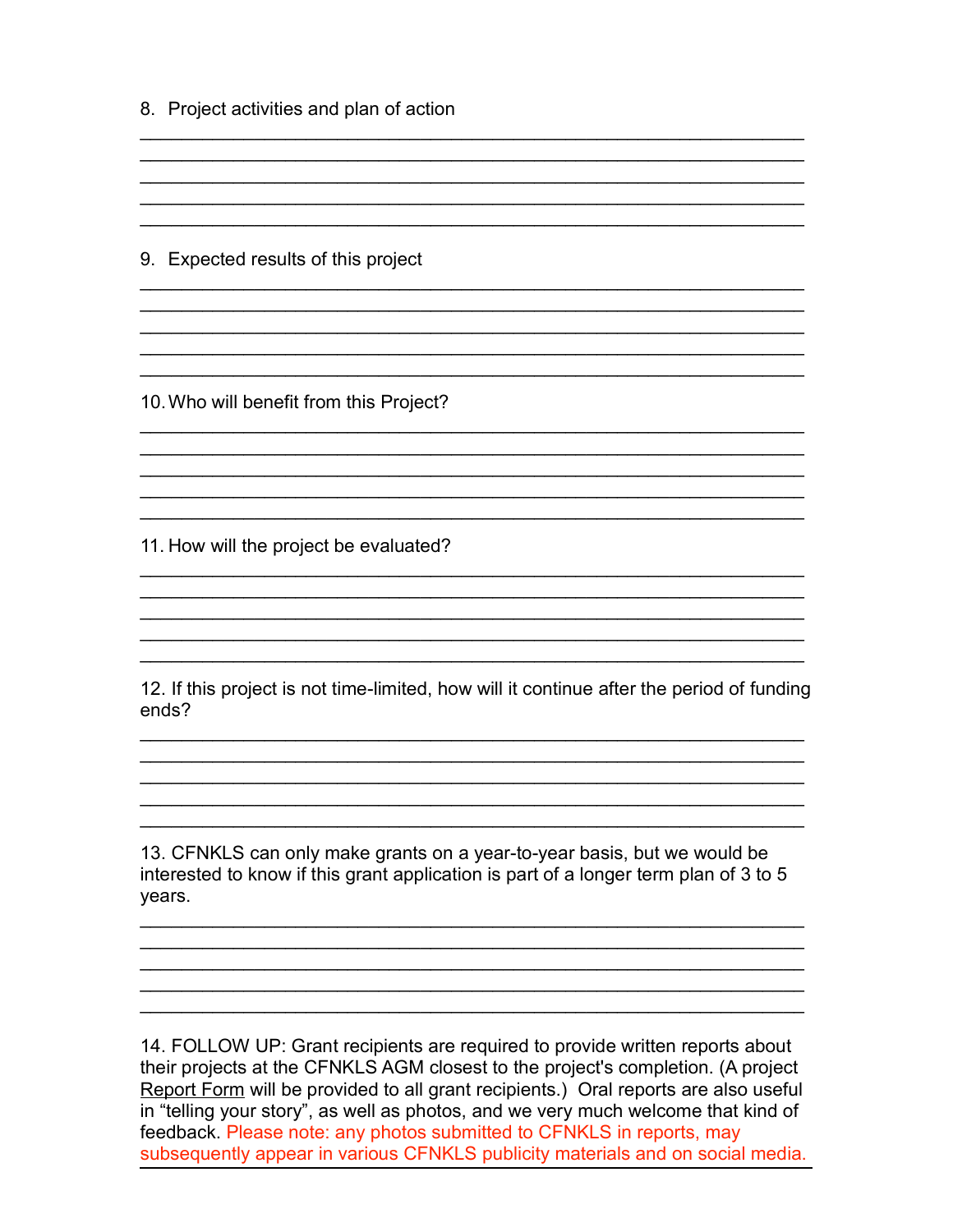8. Project activities and plan of action

\_\_\_\_\_\_\_\_\_\_\_\_\_\_\_\_\_\_\_\_\_\_\_\_\_\_\_\_\_\_\_\_\_\_\_\_\_\_\_\_\_\_\_\_\_\_\_\_\_\_\_\_\_\_\_\_\_\_\_\_\_\_
\_\_\_\_\_\_\_\_\_\_\_\_\_\_\_\_\_\_\_\_\_\_\_\_\_\_\_\_\_\_\_\_\_\_\_\_\_\_\_\_\_\_\_\_\_\_\_\_\_\_\_\_\_\_\_\_\_\_\_\_\_\_
\_\_\_\_\_\_\_\_\_\_\_\_\_\_\_\_\_\_\_\_\_\_\_\_\_\_\_\_\_\_\_\_\_\_\_\_\_\_\_\_\_\_\_\_\_\_\_\_\_\_\_\_\_\_\_\_\_\_\_\_\_\_
\_\_\_\_\_\_\_\_\_\_\_\_\_\_\_\_\_\_\_\_\_\_\_\_\_\_\_\_\_\_\_\_\_\_\_\_\_\_\_\_\_\_\_\_\_\_\_\_\_\_\_\_\_\_\_\_\_\_\_\_\_\_
\_\_\_\_\_\_\_\_\_\_\_\_\_\_\_\_\_\_\_\_\_\_\_\_\_\_\_\_\_\_\_\_\_\_\_\_\_\_\_\_\_\_\_\_\_\_\_\_\_\_\_\_\_\_\_\_\_\_\_\_\_\_

9. Expected results of this project

\_\_\_\_\_\_\_\_\_\_\_\_\_\_\_\_\_\_\_\_\_\_\_\_\_\_\_\_\_\_\_\_\_\_\_\_\_\_\_\_\_\_\_\_\_\_\_\_\_\_\_\_\_\_\_\_\_\_\_\_\_\_
\_\_\_\_\_\_\_\_\_\_\_\_\_\_\_\_\_\_\_\_\_\_\_\_\_\_\_\_\_\_\_\_\_\_\_\_\_\_\_\_\_\_\_\_\_\_\_\_\_\_\_\_\_\_\_\_\_\_\_\_\_\_
\_\_\_\_\_\_\_\_\_\_\_\_\_\_\_\_\_\_\_\_\_\_\_\_\_\_\_\_\_\_\_\_\_\_\_\_\_\_\_\_\_\_\_\_\_\_\_\_\_\_\_\_\_\_\_\_\_\_\_\_\_\_
\_\_\_\_\_\_\_\_\_\_\_\_\_\_\_\_\_\_\_\_\_\_\_\_\_\_\_\_\_\_\_\_\_\_\_\_\_\_\_\_\_\_\_\_\_\_\_\_\_\_\_\_\_\_\_\_\_\_\_\_\_\_
\_\_\_\_\_\_\_\_\_\_\_\_\_\_\_\_\_\_\_\_\_\_\_\_\_\_\_\_\_\_\_\_\_\_\_\_\_\_\_\_\_\_\_\_\_\_\_\_\_\_\_\_\_\_\_\_\_\_\_\_\_\_

10. Who will benefit from this Project?

\_\_\_\_\_\_\_\_\_\_\_\_\_\_\_\_\_\_\_\_\_\_\_\_\_\_\_\_\_\_\_\_\_\_\_\_\_\_\_\_\_\_\_\_\_\_\_\_\_\_\_\_\_\_\_\_\_\_\_\_\_\_
\_\_\_\_\_\_\_\_\_\_\_\_\_\_\_\_\_\_\_\_\_\_\_\_\_\_\_\_\_\_\_\_\_\_\_\_\_\_\_\_\_\_\_\_\_\_\_\_\_\_\_\_\_\_\_\_\_\_\_\_\_\_
\_\_\_\_\_\_\_\_\_\_\_\_\_\_\_\_\_\_\_\_\_\_\_\_\_\_\_\_\_\_\_\_\_\_\_\_\_\_\_\_\_\_\_\_\_\_\_\_\_\_\_\_\_\_\_\_\_\_\_\_\_\_
\_\_\_\_\_\_\_\_\_\_\_\_\_\_\_\_\_\_\_\_\_\_\_\_\_\_\_\_\_\_\_\_\_\_\_\_\_\_\_\_\_\_\_\_\_\_\_\_\_\_\_\_\_\_\_\_\_\_\_\_\_\_
\_\_\_\_\_\_\_\_\_\_\_\_\_\_\_\_\_\_\_\_\_\_\_\_\_\_\_\_\_\_\_\_\_\_\_\_\_\_\_\_\_\_\_\_\_\_\_\_\_\_\_\_\_\_\_\_\_\_\_\_\_\_

11. How will the project be evaluated?

\_\_\_\_\_\_\_\_\_\_\_\_\_\_\_\_\_\_\_\_\_\_\_\_\_\_\_\_\_\_\_\_\_\_\_\_\_\_\_\_\_\_\_\_\_\_\_\_\_\_\_\_\_\_\_\_\_\_\_\_\_\_
\_\_\_\_\_\_\_\_\_\_\_\_\_\_\_\_\_\_\_\_\_\_\_\_\_\_\_\_\_\_\_\_\_\_\_\_\_\_\_\_\_\_\_\_\_\_\_\_\_\_\_\_\_\_\_\_\_\_\_\_\_\_
\_\_\_\_\_\_\_\_\_\_\_\_\_\_\_\_\_\_\_\_\_\_\_\_\_\_\_\_\_\_\_\_\_\_\_\_\_\_\_\_\_\_\_\_\_\_\_\_\_\_\_\_\_\_\_\_\_\_\_\_\_\_
\_\_\_\_\_\_\_\_\_\_\_\_\_\_\_\_\_\_\_\_\_\_\_\_\_\_\_\_\_\_\_\_\_\_\_\_\_\_\_\_\_\_\_\_\_\_\_\_\_\_\_\_\_\_\_\_\_\_\_\_\_\_
\_\_\_\_\_\_\_\_\_\_\_\_\_\_\_\_\_\_\_\_\_\_\_\_\_\_\_\_\_\_\_\_\_\_\_\_\_\_\_\_\_\_\_\_\_\_\_\_\_\_\_\_\_\_\_\_\_\_\_\_\_\_

12. If this project is not time-limited, how will it continue after the period of funding ends?

\_\_\_\_\_\_\_\_\_\_\_\_\_\_\_\_\_\_\_\_\_\_\_\_\_\_\_\_\_\_\_\_\_\_\_\_\_\_\_\_\_\_\_\_\_\_\_\_\_\_\_\_\_\_\_\_\_\_\_\_\_\_
\_\_\_\_\_\_\_\_\_\_\_\_\_\_\_\_\_\_\_\_\_\_\_\_\_\_\_\_\_\_\_\_\_\_\_\_\_\_\_\_\_\_\_\_\_\_\_\_\_\_\_\_\_\_\_\_\_\_\_\_\_\_
\_\_\_\_\_\_\_\_\_\_\_\_\_\_\_\_\_\_\_\_\_\_\_\_\_\_\_\_\_\_\_\_\_\_\_\_\_\_\_\_\_\_\_\_\_\_\_\_\_\_\_\_\_\_\_\_\_\_\_\_\_\_
\_\_\_\_\_\_\_\_\_\_\_\_\_\_\_\_\_\_\_\_\_\_\_\_\_\_\_\_\_\_\_\_\_\_\_\_\_\_\_\_\_\_\_\_\_\_\_\_\_\_\_\_\_\_\_\_\_\_\_\_\_\_
\_\_\_\_\_\_\_\_\_\_\_\_\_\_\_\_\_\_\_\_\_\_\_\_\_\_\_\_\_\_\_\_\_\_\_\_\_\_\_\_\_\_\_\_\_\_\_\_\_\_\_\_\_\_\_\_\_\_\_\_\_\_

13. CFNKLS can only make grants on a year-to-year basis, but we would be interested to know if this grant application is part of a longer term plan of 3 to 5 years.

\_\_\_\_\_\_\_\_\_\_\_\_\_\_\_\_\_\_\_\_\_\_\_\_\_\_\_\_\_\_\_\_\_\_\_\_\_\_\_\_\_\_\_\_\_\_\_\_\_\_\_\_\_\_\_\_\_\_\_\_\_\_
\_\_\_\_\_\_\_\_\_\_\_\_\_\_\_\_\_\_\_\_\_\_\_\_\_\_\_\_\_\_\_\_\_\_\_\_\_\_\_\_\_\_\_\_\_\_\_\_\_\_\_\_\_\_\_\_\_\_\_\_\_\_
\_\_\_\_\_\_\_\_\_\_\_\_\_\_\_\_\_\_\_\_\_\_\_\_\_\_\_\_\_\_\_\_\_\_\_\_\_\_\_\_\_\_\_\_\_\_\_\_\_\_\_\_\_\_\_\_\_\_\_\_\_\_
\_\_\_\_\_\_\_\_\_\_\_\_\_\_\_\_\_\_\_\_\_\_\_\_\_\_\_\_\_\_\_\_\_\_\_\_\_\_\_\_\_\_\_\_\_\_\_\_\_\_\_\_\_\_\_\_\_\_\_\_\_\_
\_\_\_\_\_\_\_\_\_\_\_\_\_\_\_\_\_\_\_\_\_\_\_\_\_\_\_\_\_\_\_\_\_\_\_\_\_\_\_\_\_\_\_\_\_\_\_\_\_\_\_\_\_\_\_\_\_\_\_\_\_\_

14. FOLLOW UP: Grant recipients are required to provide written reports about their projects at the CFNKLS AGM closest to the project's completion. (A project Report Form will be provided to all grant recipients.) Oral reports are also useful in "telling your story", as well as photos, and we very much welcome that kind of feedback. Please note: any photos submitted to CFNKLS in reports, may subsequently appear in various CFNKLS publicity materials and on social media.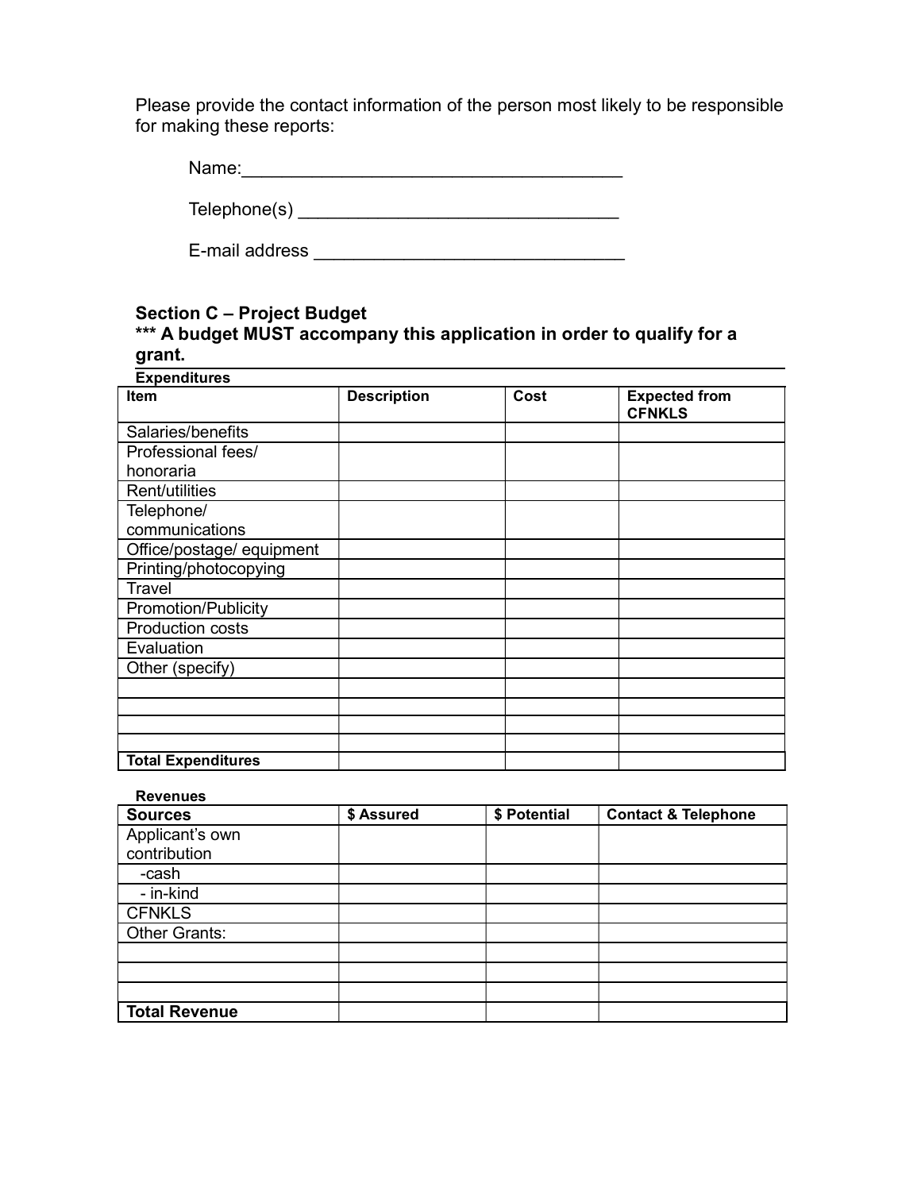Please provide the contact information of the person most likely to be responsible for making these reports:

Name:______________________________________

Telephone(s) ________________________________

E-mail address _______________________________

### Section C – Project Budget

**\*\*\* A budget MUST accompany this application in order to qualify for a grant.**

**Expenditures**

| Item | Description | Cost | Expected from CFNKLS |
|---|---|---|---|
| Salaries/benefits | | | |
| Professional fees/ honoraria | | | |
| Rent/utilities | | | |
| Telephone/ communications | | | |
| Office/postage/ equipment | | | |
| Printing/photocopying | | | |
| Travel | | | |
| Promotion/Publicity | | | |
| Production costs | | | |
| Evaluation | | | |
| Other (specify) | | | |
| | | | |
| | | | |
| | | | |
| | | | |
| **Total Expenditures** | | | |

**Revenues**

| Sources | $ Assured | $ Potential | Contact & Telephone |
|---|---|---|---|
| Applicant's own contribution | | | |
| -cash | | | |
| - in-kind | | | |
| CFNKLS | | | |
| Other Grants: | | | |
| | | | |
| | | | |
| | | | |
| **Total Revenue** | | | |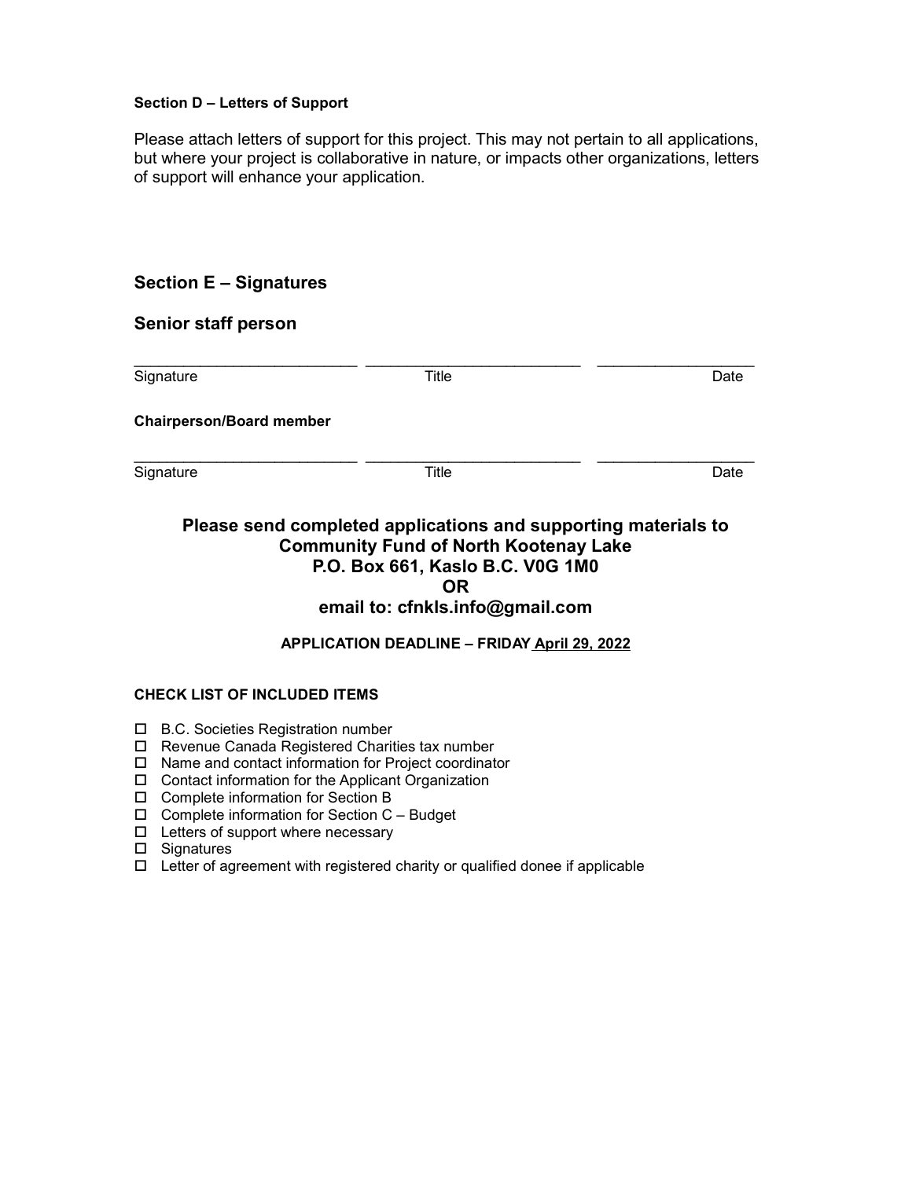**Section D – Letters of Support**

Please attach letters of support for this project. This may not pertain to all applications, but where your project is collaborative in nature, or impacts other organizations, letters of support will enhance your application.

## Section E – Signatures

## Senior staff person

| | | |
|---|---|---|
| ___________________________ | ___________________________ | ____________________ |
| Signature | Title | Date |

**Chairperson/Board member**

| | | |
|---|---|---|
| ___________________________ | ___________________________ | ____________________ |
| Signature | Title | Date |

**Please send completed applications and supporting materials to**
**Community Fund of North Kootenay Lake**
**P.O. Box 661, Kaslo B.C. V0G 1M0**
**OR**
**email to: cfnkls.info@gmail.com**

**APPLICATION DEADLINE – FRIDAY April 29, 2022**

**CHECK LIST OF INCLUDED ITEMS**

- ☐ B.C. Societies Registration number
- ☐ Revenue Canada Registered Charities tax number
- ☐ Name and contact information for Project coordinator
- ☐ Contact information for the Applicant Organization
- ☐ Complete information for Section B
- ☐ Complete information for Section C – Budget
- ☐ Letters of support where necessary
- ☐ Signatures
- ☐ Letter of agreement with registered charity or qualified donee if applicable